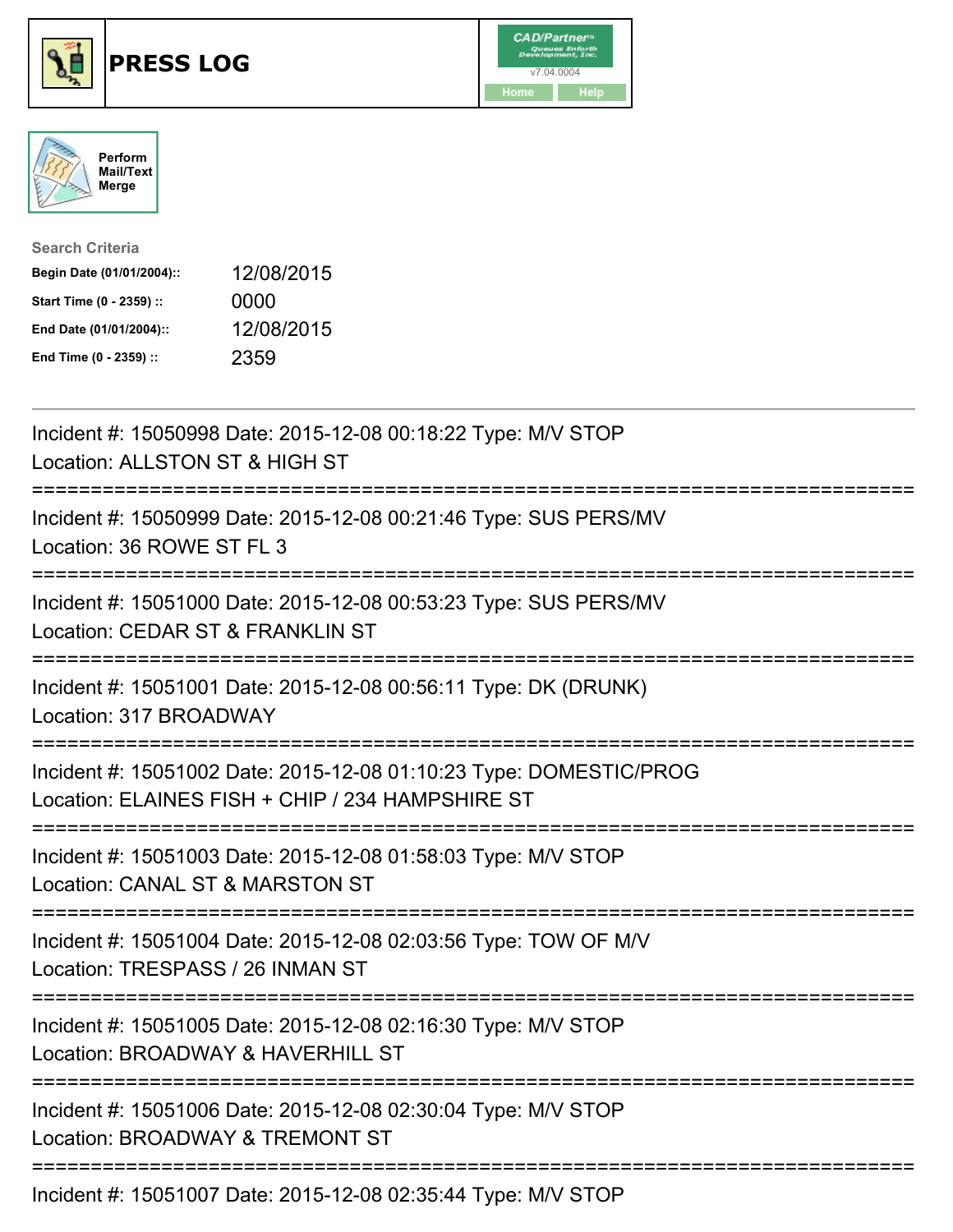# PRESS LOG

CAD/Partner™ Queues Enforth Development, Inc. v7.04.0004

Home Help

Perform Mail/Text Merge

**Search Criteria**

| | |
|---|---|
| **Begin Date (01/01/2004)::** | 12/08/2015 |
| **Start Time (0 - 2359) ::** | 0000 |
| **End Date (01/01/2004)::** | 12/08/2015 |
| **End Time (0 - 2359) ::** | 2359 |

---

Incident #: 15050998 Date: 2015-12-08 00:18:22 Type: M/V STOP
Location: ALLSTON ST & HIGH ST

===========================================================================

Incident #: 15050999 Date: 2015-12-08 00:21:46 Type: SUS PERS/MV
Location: 36 ROWE ST FL 3

===========================================================================

Incident #: 15051000 Date: 2015-12-08 00:53:23 Type: SUS PERS/MV
Location: CEDAR ST & FRANKLIN ST

===========================================================================

Incident #: 15051001 Date: 2015-12-08 00:56:11 Type: DK (DRUNK)
Location: 317 BROADWAY

===========================================================================

Incident #: 15051002 Date: 2015-12-08 01:10:23 Type: DOMESTIC/PROG
Location: ELAINES FISH + CHIP / 234 HAMPSHIRE ST

===========================================================================

Incident #: 15051003 Date: 2015-12-08 01:58:03 Type: M/V STOP
Location: CANAL ST & MARSTON ST

===========================================================================

Incident #: 15051004 Date: 2015-12-08 02:03:56 Type: TOW OF M/V
Location: TRESPASS / 26 INMAN ST

===========================================================================

Incident #: 15051005 Date: 2015-12-08 02:16:30 Type: M/V STOP
Location: BROADWAY & HAVERHILL ST

===========================================================================

Incident #: 15051006 Date: 2015-12-08 02:30:04 Type: M/V STOP
Location: BROADWAY & TREMONT ST

===========================================================================

Incident #: 15051007 Date: 2015-12-08 02:35:44 Type: M/V STOP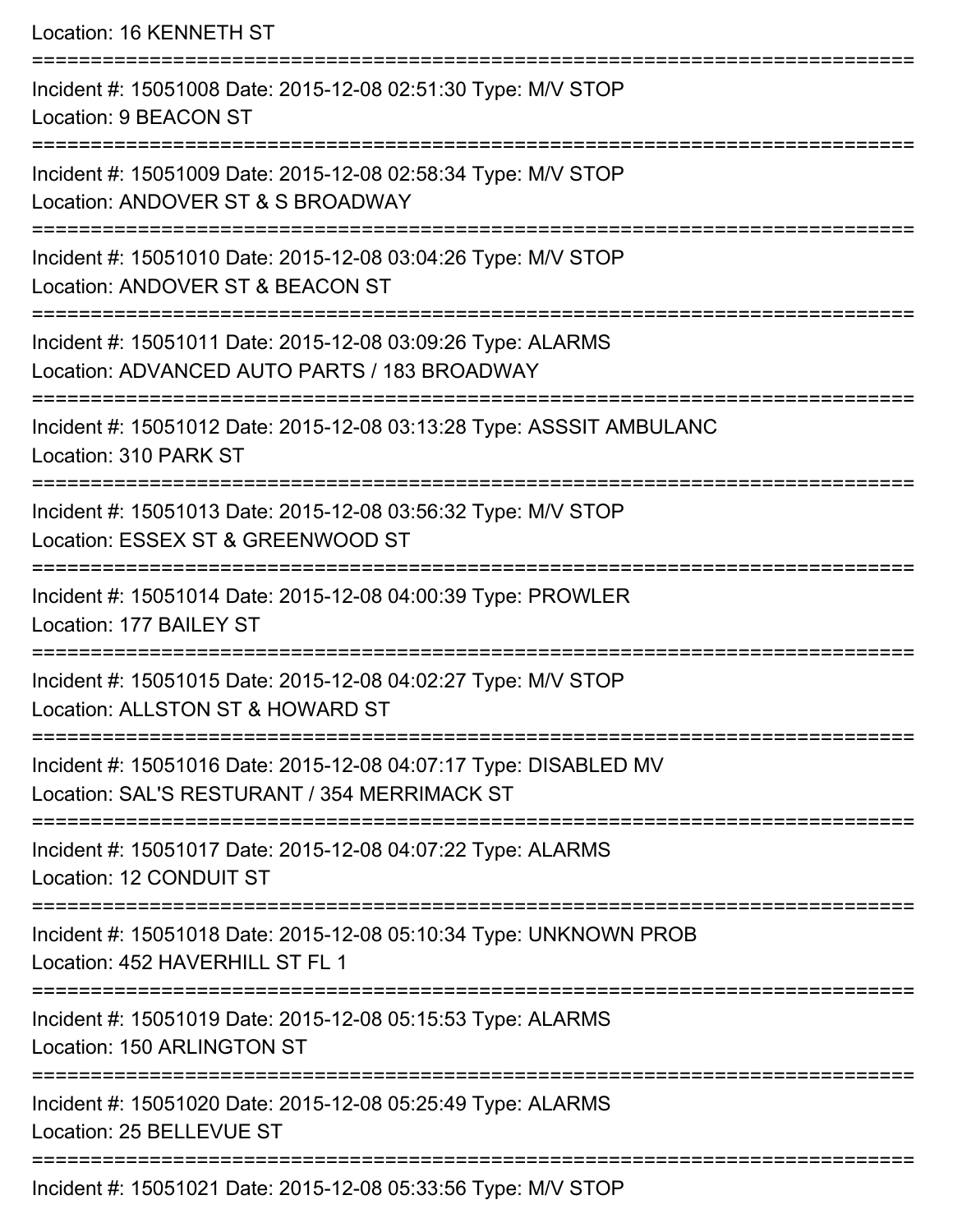Location: 16 KENNETH ST

===========================================================================

Incident #: 15051008 Date: 2015-12-08 02:51:30 Type: M/V STOP
Location: 9 BEACON ST

===========================================================================

Incident #: 15051009 Date: 2015-12-08 02:58:34 Type: M/V STOP
Location: ANDOVER ST & S BROADWAY

===========================================================================

Incident #: 15051010 Date: 2015-12-08 03:04:26 Type: M/V STOP
Location: ANDOVER ST & BEACON ST

===========================================================================

Incident #: 15051011 Date: 2015-12-08 03:09:26 Type: ALARMS
Location: ADVANCED AUTO PARTS / 183 BROADWAY

===========================================================================

Incident #: 15051012 Date: 2015-12-08 03:13:28 Type: ASSSIT AMBULANC
Location: 310 PARK ST

===========================================================================

Incident #: 15051013 Date: 2015-12-08 03:56:32 Type: M/V STOP
Location: ESSEX ST & GREENWOOD ST

===========================================================================

Incident #: 15051014 Date: 2015-12-08 04:00:39 Type: PROWLER
Location: 177 BAILEY ST

===========================================================================

Incident #: 15051015 Date: 2015-12-08 04:02:27 Type: M/V STOP
Location: ALLSTON ST & HOWARD ST

===========================================================================

Incident #: 15051016 Date: 2015-12-08 04:07:17 Type: DISABLED MV
Location: SAL'S RESTURANT / 354 MERRIMACK ST

===========================================================================

Incident #: 15051017 Date: 2015-12-08 04:07:22 Type: ALARMS
Location: 12 CONDUIT ST

===========================================================================

Incident #: 15051018 Date: 2015-12-08 05:10:34 Type: UNKNOWN PROB
Location: 452 HAVERHILL ST FL 1

===========================================================================

Incident #: 15051019 Date: 2015-12-08 05:15:53 Type: ALARMS
Location: 150 ARLINGTON ST

===========================================================================

Incident #: 15051020 Date: 2015-12-08 05:25:49 Type: ALARMS
Location: 25 BELLEVUE ST

===========================================================================

Incident #: 15051021 Date: 2015-12-08 05:33:56 Type: M/V STOP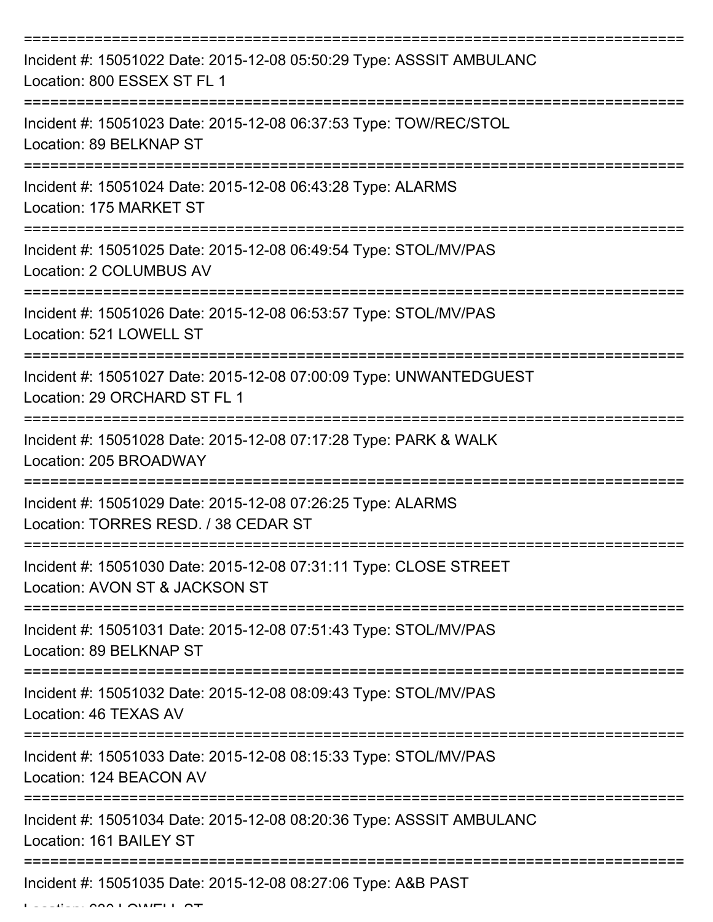===========================================================================

Incident #: 15051022 Date: 2015-12-08 05:50:29 Type: ASSSIT AMBULANC
Location: 800 ESSEX ST FL 1

===========================================================================

Incident #: 15051023 Date: 2015-12-08 06:37:53 Type: TOW/REC/STOL
Location: 89 BELKNAP ST

===========================================================================

Incident #: 15051024 Date: 2015-12-08 06:43:28 Type: ALARMS
Location: 175 MARKET ST

===========================================================================

Incident #: 15051025 Date: 2015-12-08 06:49:54 Type: STOL/MV/PAS
Location: 2 COLUMBUS AV

===========================================================================

Incident #: 15051026 Date: 2015-12-08 06:53:57 Type: STOL/MV/PAS
Location: 521 LOWELL ST

===========================================================================

Incident #: 15051027 Date: 2015-12-08 07:00:09 Type: UNWANTEDGUEST
Location: 29 ORCHARD ST FL 1

===========================================================================

Incident #: 15051028 Date: 2015-12-08 07:17:28 Type: PARK & WALK
Location: 205 BROADWAY

===========================================================================

Incident #: 15051029 Date: 2015-12-08 07:26:25 Type: ALARMS
Location: TORRES RESD. / 38 CEDAR ST

===========================================================================

Incident #: 15051030 Date: 2015-12-08 07:31:11 Type: CLOSE STREET
Location: AVON ST & JACKSON ST

===========================================================================

Incident #: 15051031 Date: 2015-12-08 07:51:43 Type: STOL/MV/PAS
Location: 89 BELKNAP ST

===========================================================================

Incident #: 15051032 Date: 2015-12-08 08:09:43 Type: STOL/MV/PAS
Location: 46 TEXAS AV

===========================================================================

Incident #: 15051033 Date: 2015-12-08 08:15:33 Type: STOL/MV/PAS
Location: 124 BEACON AV

===========================================================================

Incident #: 15051034 Date: 2015-12-08 08:20:36 Type: ASSSIT AMBULANC
Location: 161 BAILEY ST

===========================================================================

Incident #: 15051035 Date: 2015-12-08 08:27:06 Type: A&B PAST
Location: 630 LOWELL ST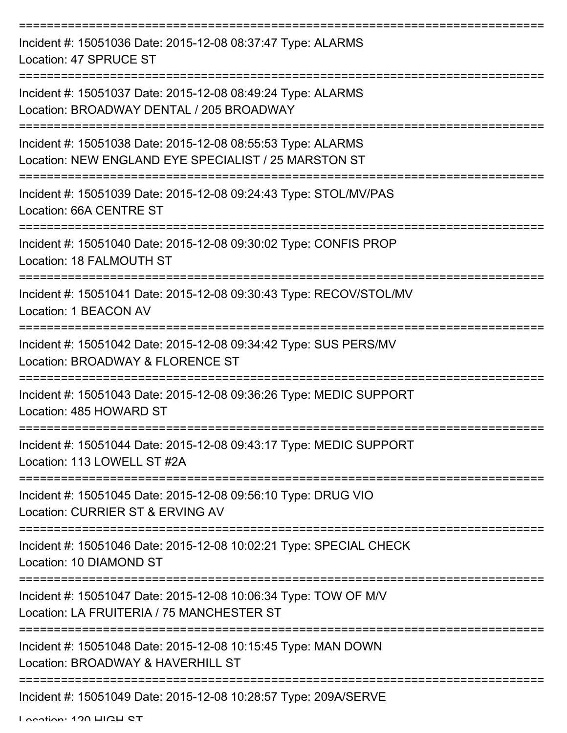===========================================================================
Incident #: 15051036 Date: 2015-12-08 08:37:47 Type: ALARMS
Location: 47 SPRUCE ST
===========================================================================
Incident #: 15051037 Date: 2015-12-08 08:49:24 Type: ALARMS
Location: BROADWAY DENTAL / 205 BROADWAY
===========================================================================
Incident #: 15051038 Date: 2015-12-08 08:55:53 Type: ALARMS
Location: NEW ENGLAND EYE SPECIALIST / 25 MARSTON ST
===========================================================================
Incident #: 15051039 Date: 2015-12-08 09:24:43 Type: STOL/MV/PAS
Location: 66A CENTRE ST
===========================================================================
Incident #: 15051040 Date: 2015-12-08 09:30:02 Type: CONFIS PROP
Location: 18 FALMOUTH ST
===========================================================================
Incident #: 15051041 Date: 2015-12-08 09:30:43 Type: RECOV/STOL/MV
Location: 1 BEACON AV
===========================================================================
Incident #: 15051042 Date: 2015-12-08 09:34:42 Type: SUS PERS/MV
Location: BROADWAY & FLORENCE ST
===========================================================================
Incident #: 15051043 Date: 2015-12-08 09:36:26 Type: MEDIC SUPPORT
Location: 485 HOWARD ST
===========================================================================
Incident #: 15051044 Date: 2015-12-08 09:43:17 Type: MEDIC SUPPORT
Location: 113 LOWELL ST #2A
===========================================================================
Incident #: 15051045 Date: 2015-12-08 09:56:10 Type: DRUG VIO
Location: CURRIER ST & ERVING AV
===========================================================================
Incident #: 15051046 Date: 2015-12-08 10:02:21 Type: SPECIAL CHECK
Location: 10 DIAMOND ST
===========================================================================
Incident #: 15051047 Date: 2015-12-08 10:06:34 Type: TOW OF M/V
Location: LA FRUITERIA / 75 MANCHESTER ST
===========================================================================
Incident #: 15051048 Date: 2015-12-08 10:15:45 Type: MAN DOWN
Location: BROADWAY & HAVERHILL ST
===========================================================================
Incident #: 15051049 Date: 2015-12-08 10:28:57 Type: 209A/SERVE
Location: 120 HIGH ST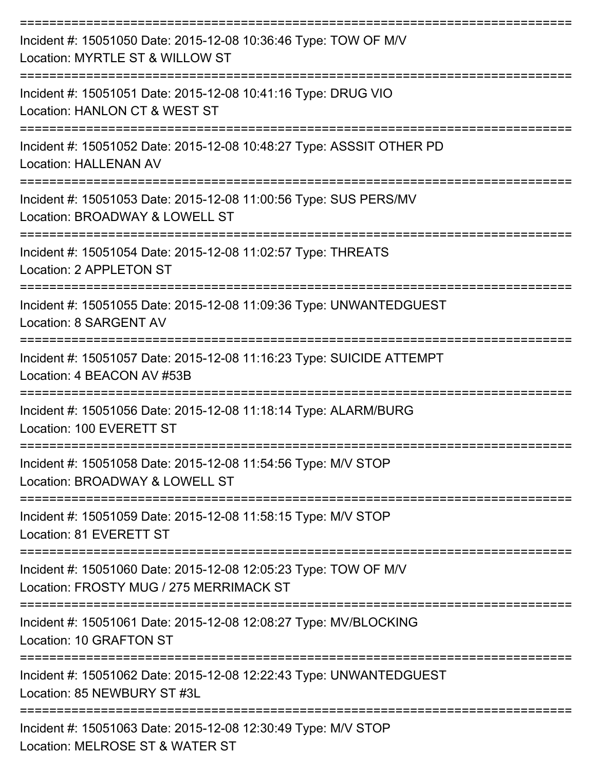===========================================================================
Incident #: 15051050 Date: 2015-12-08 10:36:46 Type: TOW OF M/V
Location: MYRTLE ST & WILLOW ST
===========================================================================
Incident #: 15051051 Date: 2015-12-08 10:41:16 Type: DRUG VIO
Location: HANLON CT & WEST ST
===========================================================================
Incident #: 15051052 Date: 2015-12-08 10:48:27 Type: ASSSIT OTHER PD
Location: HALLENAN AV
===========================================================================
Incident #: 15051053 Date: 2015-12-08 11:00:56 Type: SUS PERS/MV
Location: BROADWAY & LOWELL ST
===========================================================================
Incident #: 15051054 Date: 2015-12-08 11:02:57 Type: THREATS
Location: 2 APPLETON ST
===========================================================================
Incident #: 15051055 Date: 2015-12-08 11:09:36 Type: UNWANTEDGUEST
Location: 8 SARGENT AV
===========================================================================
Incident #: 15051057 Date: 2015-12-08 11:16:23 Type: SUICIDE ATTEMPT
Location: 4 BEACON AV #53B
===========================================================================
Incident #: 15051056 Date: 2015-12-08 11:18:14 Type: ALARM/BURG
Location: 100 EVERETT ST
===========================================================================
Incident #: 15051058 Date: 2015-12-08 11:54:56 Type: M/V STOP
Location: BROADWAY & LOWELL ST
===========================================================================
Incident #: 15051059 Date: 2015-12-08 11:58:15 Type: M/V STOP
Location: 81 EVERETT ST
===========================================================================
Incident #: 15051060 Date: 2015-12-08 12:05:23 Type: TOW OF M/V
Location: FROSTY MUG / 275 MERRIMACK ST
===========================================================================
Incident #: 15051061 Date: 2015-12-08 12:08:27 Type: MV/BLOCKING
Location: 10 GRAFTON ST
===========================================================================
Incident #: 15051062 Date: 2015-12-08 12:22:43 Type: UNWANTEDGUEST
Location: 85 NEWBURY ST #3L
===========================================================================
Incident #: 15051063 Date: 2015-12-08 12:30:49 Type: M/V STOP
Location: MELROSE ST & WATER ST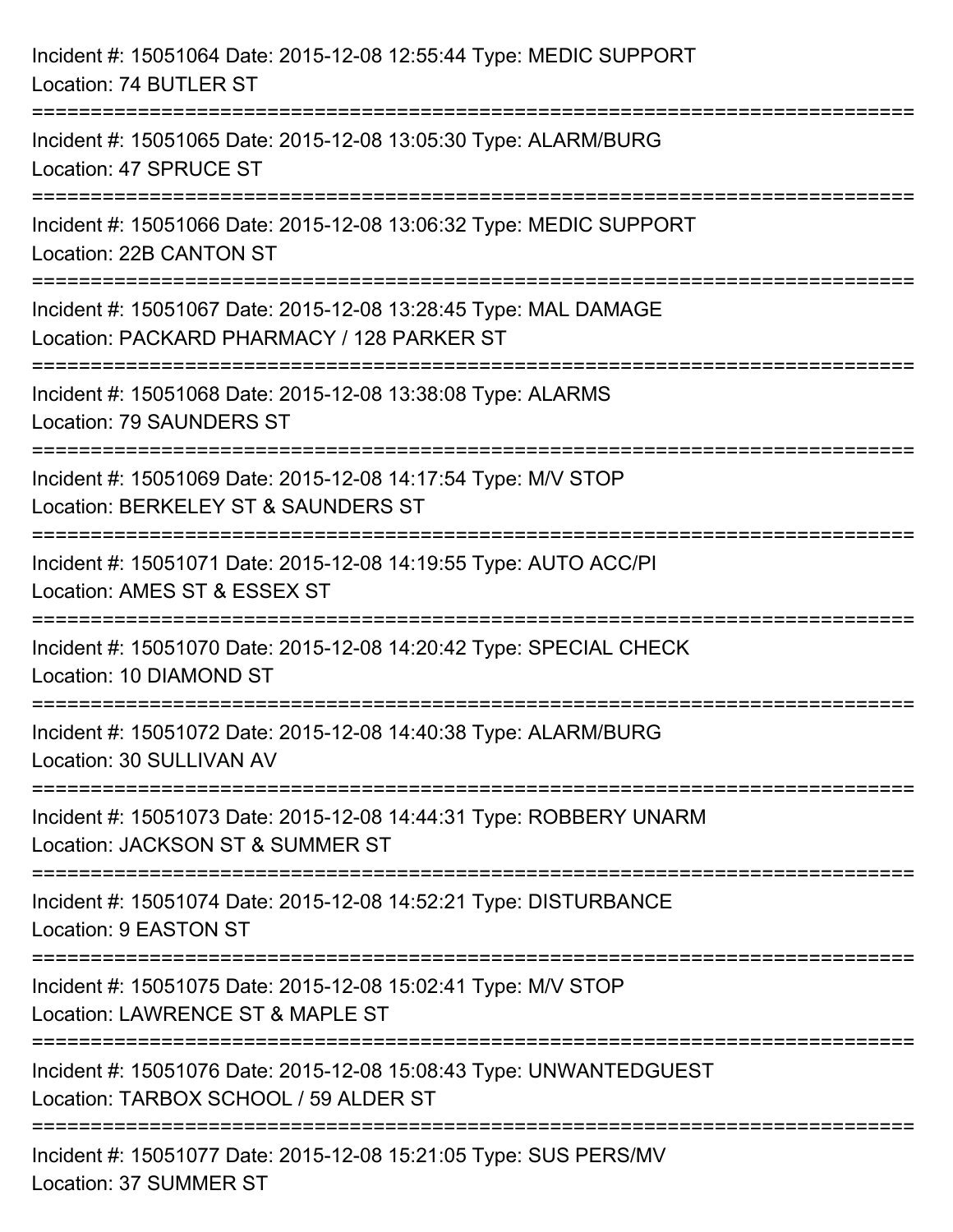Incident #: 15051064 Date: 2015-12-08 12:55:44 Type: MEDIC SUPPORT
Location: 74 BUTLER ST

===========================================================================

Incident #: 15051065 Date: 2015-12-08 13:05:30 Type: ALARM/BURG
Location: 47 SPRUCE ST

===========================================================================

Incident #: 15051066 Date: 2015-12-08 13:06:32 Type: MEDIC SUPPORT
Location: 22B CANTON ST

===========================================================================

Incident #: 15051067 Date: 2015-12-08 13:28:45 Type: MAL DAMAGE
Location: PACKARD PHARMACY / 128 PARKER ST

===========================================================================

Incident #: 15051068 Date: 2015-12-08 13:38:08 Type: ALARMS
Location: 79 SAUNDERS ST

===========================================================================

Incident #: 15051069 Date: 2015-12-08 14:17:54 Type: M/V STOP
Location: BERKELEY ST & SAUNDERS ST

===========================================================================

Incident #: 15051071 Date: 2015-12-08 14:19:55 Type: AUTO ACC/PI
Location: AMES ST & ESSEX ST

===========================================================================

Incident #: 15051070 Date: 2015-12-08 14:20:42 Type: SPECIAL CHECK
Location: 10 DIAMOND ST

===========================================================================

Incident #: 15051072 Date: 2015-12-08 14:40:38 Type: ALARM/BURG
Location: 30 SULLIVAN AV

===========================================================================

Incident #: 15051073 Date: 2015-12-08 14:44:31 Type: ROBBERY UNARM
Location: JACKSON ST & SUMMER ST

===========================================================================

Incident #: 15051074 Date: 2015-12-08 14:52:21 Type: DISTURBANCE
Location: 9 EASTON ST

===========================================================================

Incident #: 15051075 Date: 2015-12-08 15:02:41 Type: M/V STOP
Location: LAWRENCE ST & MAPLE ST

===========================================================================

Incident #: 15051076 Date: 2015-12-08 15:08:43 Type: UNWANTEDGUEST
Location: TARBOX SCHOOL / 59 ALDER ST

===========================================================================

Incident #: 15051077 Date: 2015-12-08 15:21:05 Type: SUS PERS/MV
Location: 37 SUMMER ST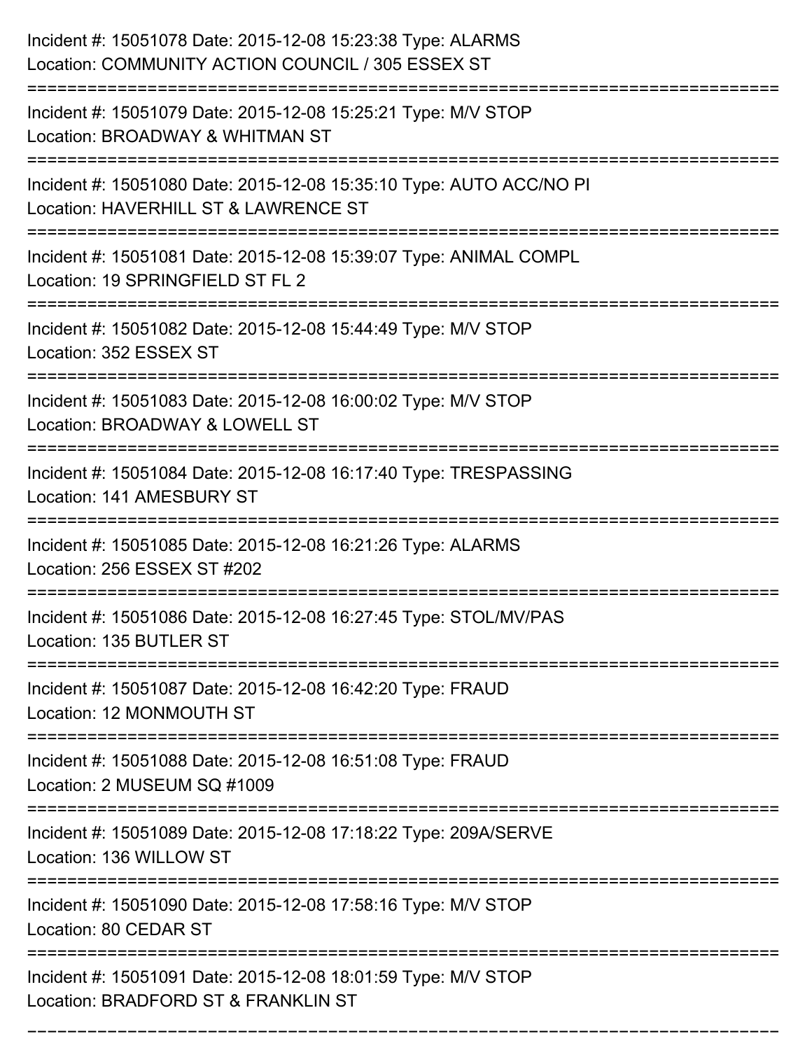Incident #: 15051078 Date: 2015-12-08 15:23:38 Type: ALARMS
Location: COMMUNITY ACTION COUNCIL / 305 ESSEX ST

===========================================================================

Incident #: 15051079 Date: 2015-12-08 15:25:21 Type: M/V STOP
Location: BROADWAY & WHITMAN ST

===========================================================================

Incident #: 15051080 Date: 2015-12-08 15:35:10 Type: AUTO ACC/NO PI
Location: HAVERHILL ST & LAWRENCE ST

===========================================================================

Incident #: 15051081 Date: 2015-12-08 15:39:07 Type: ANIMAL COMPL
Location: 19 SPRINGFIELD ST FL 2

===========================================================================

Incident #: 15051082 Date: 2015-12-08 15:44:49 Type: M/V STOP
Location: 352 ESSEX ST

===========================================================================

Incident #: 15051083 Date: 2015-12-08 16:00:02 Type: M/V STOP
Location: BROADWAY & LOWELL ST

===========================================================================

Incident #: 15051084 Date: 2015-12-08 16:17:40 Type: TRESPASSING
Location: 141 AMESBURY ST

===========================================================================

Incident #: 15051085 Date: 2015-12-08 16:21:26 Type: ALARMS
Location: 256 ESSEX ST #202

===========================================================================

Incident #: 15051086 Date: 2015-12-08 16:27:45 Type: STOL/MV/PAS
Location: 135 BUTLER ST

===========================================================================

Incident #: 15051087 Date: 2015-12-08 16:42:20 Type: FRAUD
Location: 12 MONMOUTH ST

===========================================================================

Incident #: 15051088 Date: 2015-12-08 16:51:08 Type: FRAUD
Location: 2 MUSEUM SQ #1009

===========================================================================

Incident #: 15051089 Date: 2015-12-08 17:18:22 Type: 209A/SERVE
Location: 136 WILLOW ST

===========================================================================

Incident #: 15051090 Date: 2015-12-08 17:58:16 Type: M/V STOP
Location: 80 CEDAR ST

===========================================================================

Incident #: 15051091 Date: 2015-12-08 18:01:59 Type: M/V STOP
Location: BRADFORD ST & FRANKLIN ST

===========================================================================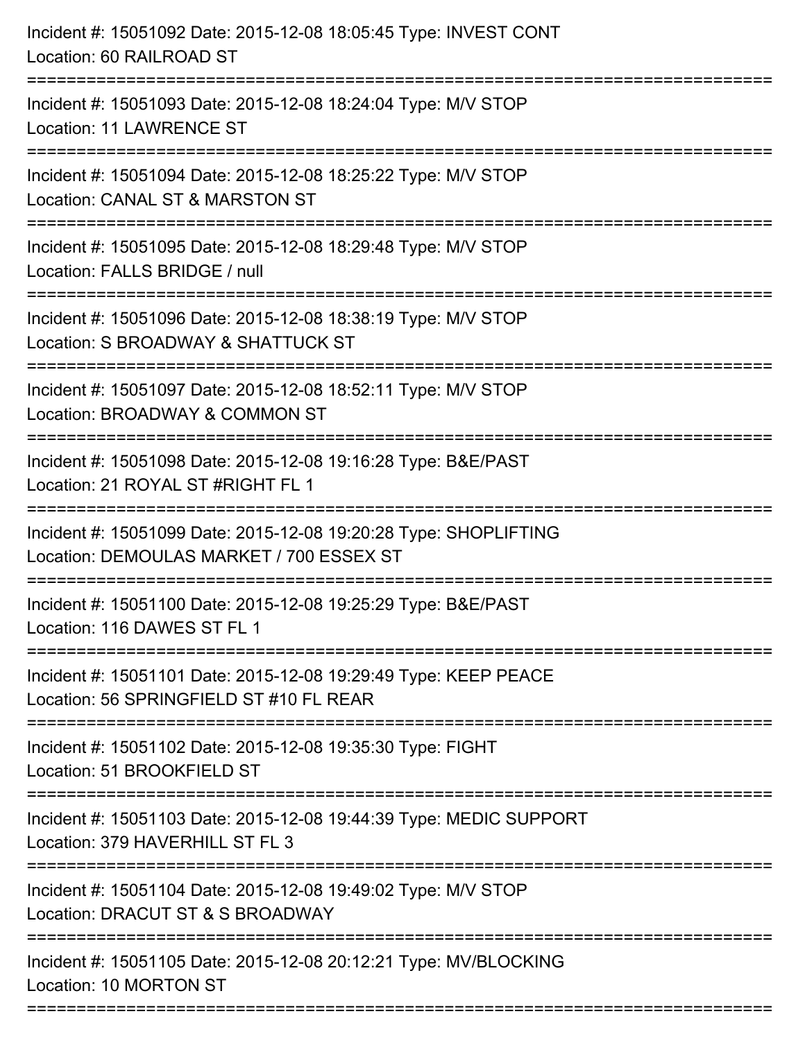Incident #: 15051092 Date: 2015-12-08 18:05:45 Type: INVEST CONT
Location: 60 RAILROAD ST

===========================================================================

Incident #: 15051093 Date: 2015-12-08 18:24:04 Type: M/V STOP
Location: 11 LAWRENCE ST

===========================================================================

Incident #: 15051094 Date: 2015-12-08 18:25:22 Type: M/V STOP
Location: CANAL ST & MARSTON ST

===========================================================================

Incident #: 15051095 Date: 2015-12-08 18:29:48 Type: M/V STOP
Location: FALLS BRIDGE / null

===========================================================================

Incident #: 15051096 Date: 2015-12-08 18:38:19 Type: M/V STOP
Location: S BROADWAY & SHATTUCK ST

===========================================================================

Incident #: 15051097 Date: 2015-12-08 18:52:11 Type: M/V STOP
Location: BROADWAY & COMMON ST

===========================================================================

Incident #: 15051098 Date: 2015-12-08 19:16:28 Type: B&E/PAST
Location: 21 ROYAL ST #RIGHT FL 1

===========================================================================

Incident #: 15051099 Date: 2015-12-08 19:20:28 Type: SHOPLIFTING
Location: DEMOULAS MARKET / 700 ESSEX ST

===========================================================================

Incident #: 15051100 Date: 2015-12-08 19:25:29 Type: B&E/PAST
Location: 116 DAWES ST FL 1

===========================================================================

Incident #: 15051101 Date: 2015-12-08 19:29:49 Type: KEEP PEACE
Location: 56 SPRINGFIELD ST #10 FL REAR

===========================================================================

Incident #: 15051102 Date: 2015-12-08 19:35:30 Type: FIGHT
Location: 51 BROOKFIELD ST

===========================================================================

Incident #: 15051103 Date: 2015-12-08 19:44:39 Type: MEDIC SUPPORT
Location: 379 HAVERHILL ST FL 3

===========================================================================

Incident #: 15051104 Date: 2015-12-08 19:49:02 Type: M/V STOP
Location: DRACUT ST & S BROADWAY

===========================================================================

Incident #: 15051105 Date: 2015-12-08 20:12:21 Type: MV/BLOCKING
Location: 10 MORTON ST

===========================================================================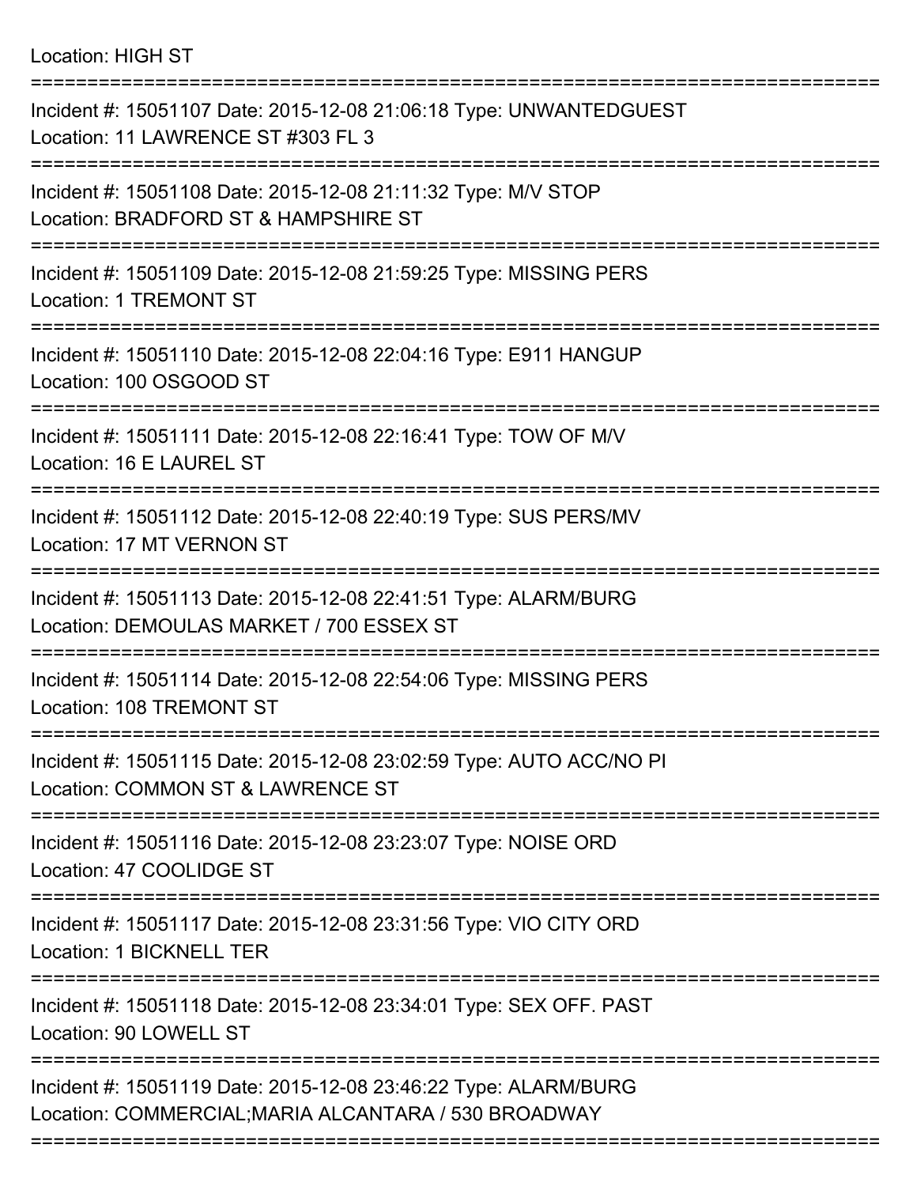Location: HIGH ST

===========================================================================

Incident #: 15051107 Date: 2015-12-08 21:06:18 Type: UNWANTEDGUEST
Location: 11 LAWRENCE ST #303 FL 3

===========================================================================

Incident #: 15051108 Date: 2015-12-08 21:11:32 Type: M/V STOP
Location: BRADFORD ST & HAMPSHIRE ST

===========================================================================

Incident #: 15051109 Date: 2015-12-08 21:59:25 Type: MISSING PERS
Location: 1 TREMONT ST

===========================================================================

Incident #: 15051110 Date: 2015-12-08 22:04:16 Type: E911 HANGUP
Location: 100 OSGOOD ST

===========================================================================

Incident #: 15051111 Date: 2015-12-08 22:16:41 Type: TOW OF M/V
Location: 16 E LAUREL ST

===========================================================================

Incident #: 15051112 Date: 2015-12-08 22:40:19 Type: SUS PERS/MV
Location: 17 MT VERNON ST

===========================================================================

Incident #: 15051113 Date: 2015-12-08 22:41:51 Type: ALARM/BURG
Location: DEMOULAS MARKET / 700 ESSEX ST

===========================================================================

Incident #: 15051114 Date: 2015-12-08 22:54:06 Type: MISSING PERS
Location: 108 TREMONT ST

===========================================================================

Incident #: 15051115 Date: 2015-12-08 23:02:59 Type: AUTO ACC/NO PI
Location: COMMON ST & LAWRENCE ST

===========================================================================

Incident #: 15051116 Date: 2015-12-08 23:23:07 Type: NOISE ORD
Location: 47 COOLIDGE ST

===========================================================================

Incident #: 15051117 Date: 2015-12-08 23:31:56 Type: VIO CITY ORD
Location: 1 BICKNELL TER

===========================================================================

Incident #: 15051118 Date: 2015-12-08 23:34:01 Type: SEX OFF. PAST
Location: 90 LOWELL ST

===========================================================================

Incident #: 15051119 Date: 2015-12-08 23:46:22 Type: ALARM/BURG
Location: COMMERCIAL;MARIA ALCANTARA / 530 BROADWAY

===========================================================================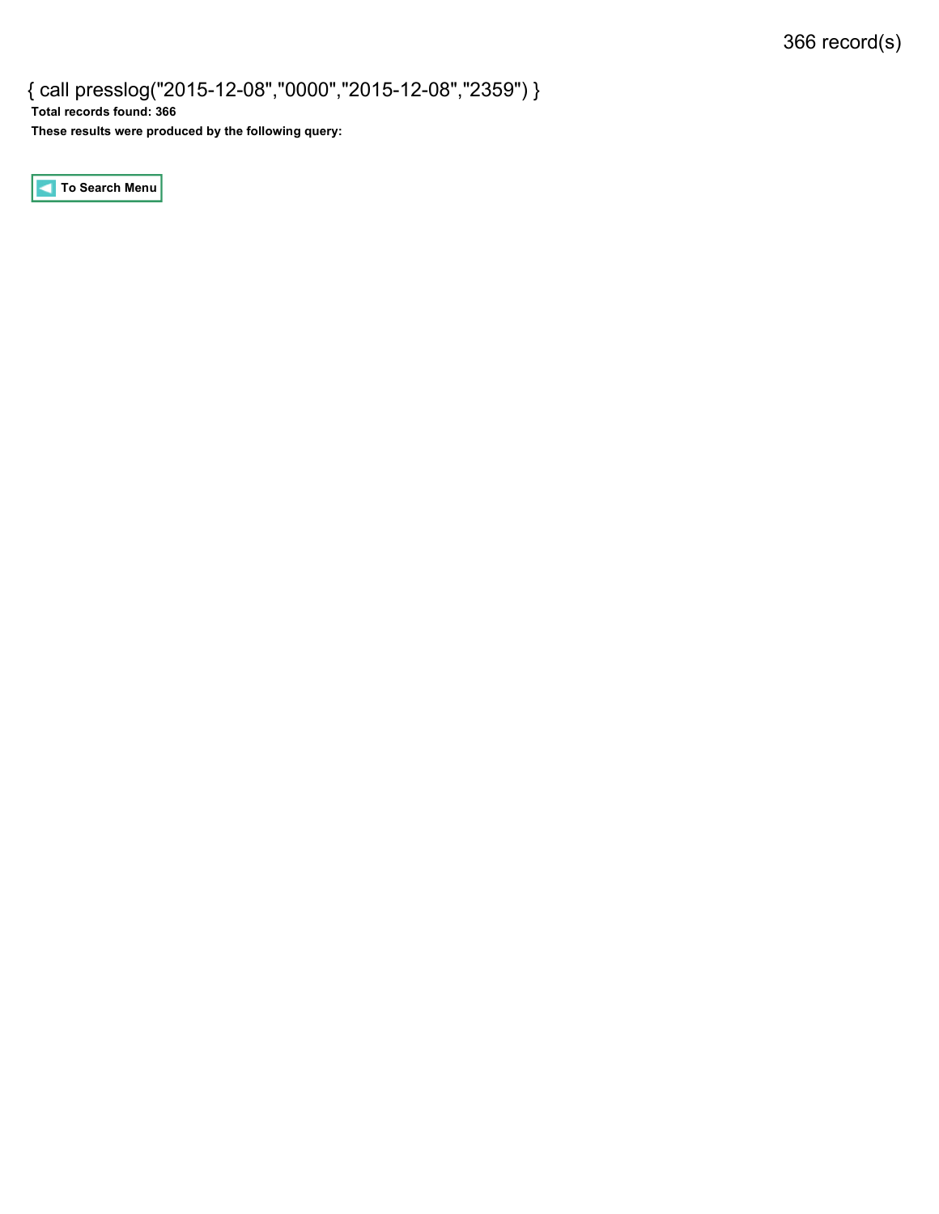366 record(s)

{ call presslog("2015-12-08","0000","2015-12-08","2359") }

**Total records found: 366**

**These results were produced by the following query:**

**To Search Menu**